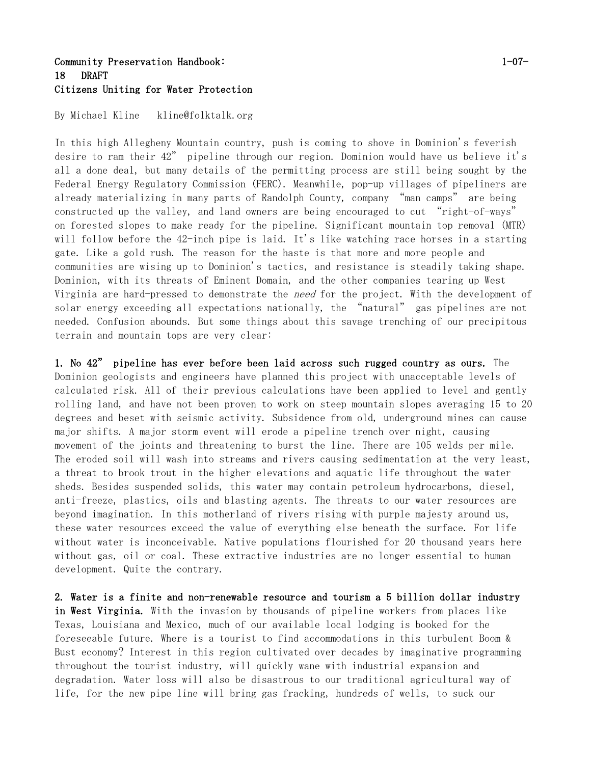**Community Preservation Handbook: 1-07-18 DRAFT**
**Citizens Uniting for Water Protection**

By Michael Kline kline@folktalk.org

In this high Allegheny Mountain country, push is coming to shove in Dominion's feverish desire to ram their 42" pipeline through our region. Dominion would have us believe it's all a done deal, but many details of the permitting process are still being sought by the Federal Energy Regulatory Commission (FERC). Meanwhile, pop-up villages of pipeliners are already materializing in many parts of Randolph County, company "man camps" are being constructed up the valley, and land owners are being encouraged to cut "right-of-ways" on forested slopes to make ready for the pipeline. Significant mountain top removal (MTR) will follow before the 42-inch pipe is laid. It's like watching race horses in a starting gate. Like a gold rush. The reason for the haste is that more and more people and communities are wising up to Dominion's tactics, and resistance is steadily taking shape. Dominion, with its threats of Eminent Domain, and the other companies tearing up West Virginia are hard-pressed to demonstrate the *need* for the project. With the development of solar energy exceeding all expectations nationally, the "natural" gas pipelines are not needed. Confusion abounds. But some things about this savage trenching of our precipitous terrain and mountain tops are very clear:

**1. No 42" pipeline has ever before been laid across such rugged country as ours.** The Dominion geologists and engineers have planned this project with unacceptable levels of calculated risk. All of their previous calculations have been applied to level and gently rolling land, and have not been proven to work on steep mountain slopes averaging 15 to 20 degrees and beset with seismic activity. Subsidence from old, underground mines can cause major shifts. A major storm event will erode a pipeline trench over night, causing movement of the joints and threatening to burst the line. There are 105 welds per mile. The eroded soil will wash into streams and rivers causing sedimentation at the very least, a threat to brook trout in the higher elevations and aquatic life throughout the water sheds. Besides suspended solids, this water may contain petroleum hydrocarbons, diesel, anti-freeze, plastics, oils and blasting agents. The threats to our water resources are beyond imagination. In this motherland of rivers rising with purple majesty around us, these water resources exceed the value of everything else beneath the surface. For life without water is inconceivable. Native populations flourished for 20 thousand years here without gas, oil or coal. These extractive industries are no longer essential to human development. Quite the contrary.

**2. Water is a finite and non-renewable resource and tourism a 5 billion dollar industry in West Virginia.** With the invasion by thousands of pipeline workers from places like Texas, Louisiana and Mexico, much of our available local lodging is booked for the foreseeable future. Where is a tourist to find accommodations in this turbulent Boom & Bust economy? Interest in this region cultivated over decades by imaginative programming throughout the tourist industry, will quickly wane with industrial expansion and degradation. Water loss will also be disastrous to our traditional agricultural way of life, for the new pipe line will bring gas fracking, hundreds of wells, to suck our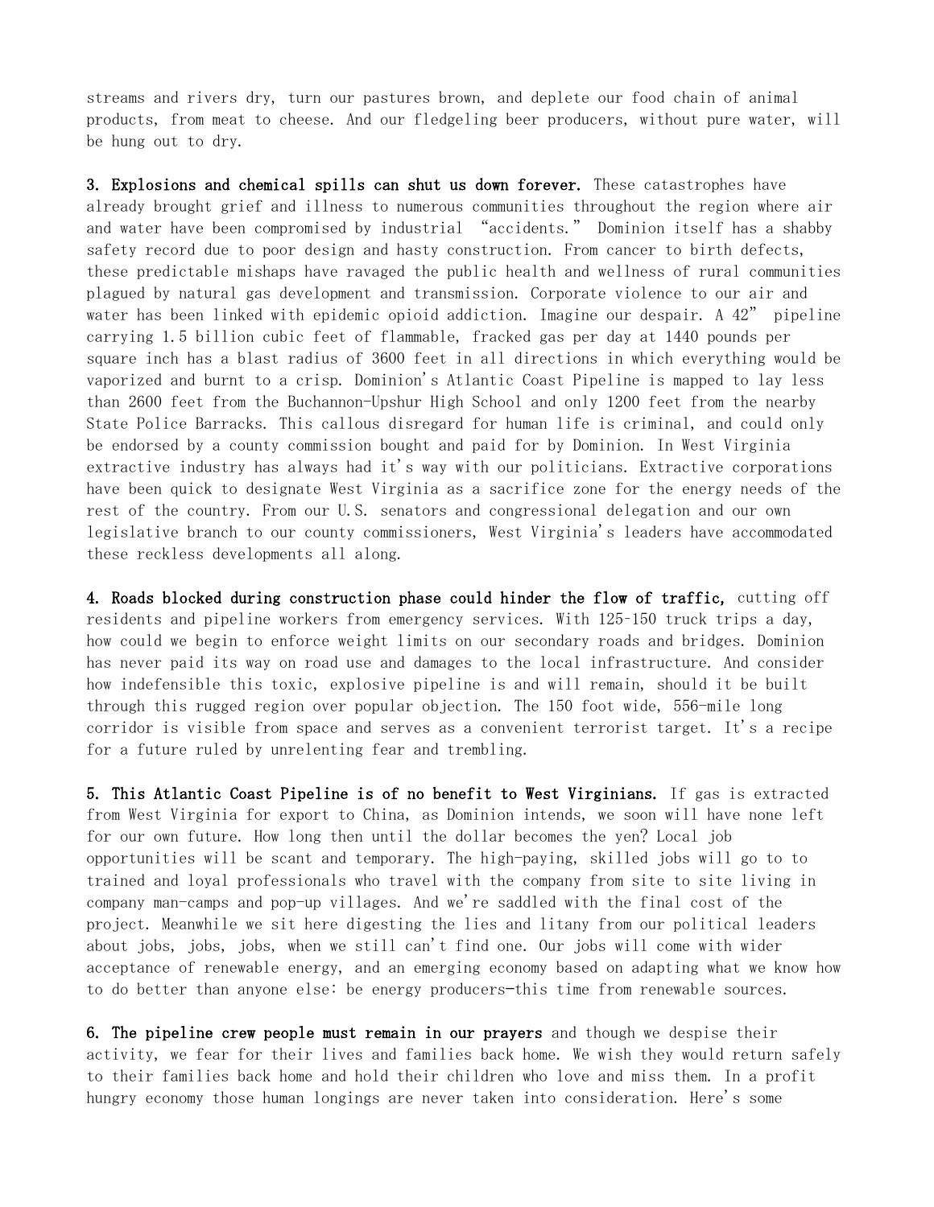streams and rivers dry, turn our pastures brown, and deplete our food chain of animal products, from meat to cheese. And our fledgeling beer producers, without pure water, will be hung out to dry.

**3. Explosions and chemical spills can shut us down forever.** These catastrophes have already brought grief and illness to numerous communities throughout the region where air and water have been compromised by industrial "accidents." Dominion itself has a shabby safety record due to poor design and hasty construction. From cancer to birth defects, these predictable mishaps have ravaged the public health and wellness of rural communities plagued by natural gas development and transmission. Corporate violence to our air and water has been linked with epidemic opioid addiction. Imagine our despair. A 42" pipeline carrying 1.5 billion cubic feet of flammable, fracked gas per day at 1440 pounds per square inch has a blast radius of 3600 feet in all directions in which everything would be vaporized and burnt to a crisp. Dominion's Atlantic Coast Pipeline is mapped to lay less than 2600 feet from the Buchannon-Upshur High School and only 1200 feet from the nearby State Police Barracks. This callous disregard for human life is criminal, and could only be endorsed by a county commission bought and paid for by Dominion. In West Virginia extractive industry has always had it's way with our politicians. Extractive corporations have been quick to designate West Virginia as a sacrifice zone for the energy needs of the rest of the country. From our U.S. senators and congressional delegation and our own legislative branch to our county commissioners, West Virginia's leaders have accommodated these reckless developments all along.

**4. Roads blocked during construction phase could hinder the flow of traffic,** cutting off residents and pipeline workers from emergency services. With 125-150 truck trips a day, how could we begin to enforce weight limits on our secondary roads and bridges. Dominion has never paid its way on road use and damages to the local infrastructure. And consider how indefensible this toxic, explosive pipeline is and will remain, should it be built through this rugged region over popular objection. The 150 foot wide, 556-mile long corridor is visible from space and serves as a convenient terrorist target. It's a recipe for a future ruled by unrelenting fear and trembling.

**5. This Atlantic Coast Pipeline is of no benefit to West Virginians.** If gas is extracted from West Virginia for export to China, as Dominion intends, we soon will have none left for our own future. How long then until the dollar becomes the yen? Local job opportunities will be scant and temporary. The high-paying, skilled jobs will go to to trained and loyal professionals who travel with the company from site to site living in company man-camps and pop-up villages. And we're saddled with the final cost of the project. Meanwhile we sit here digesting the lies and litany from our political leaders about jobs, jobs, jobs, when we still can't find one. Our jobs will come with wider acceptance of renewable energy, and an emerging economy based on adapting what we know how to do better than anyone else: be energy producers—this time from renewable sources.

**6. The pipeline crew people must remain in our prayers** and though we despise their activity, we fear for their lives and families back home. We wish they would return safely to their families back home and hold their children who love and miss them. In a profit hungry economy those human longings are never taken into consideration. Here's some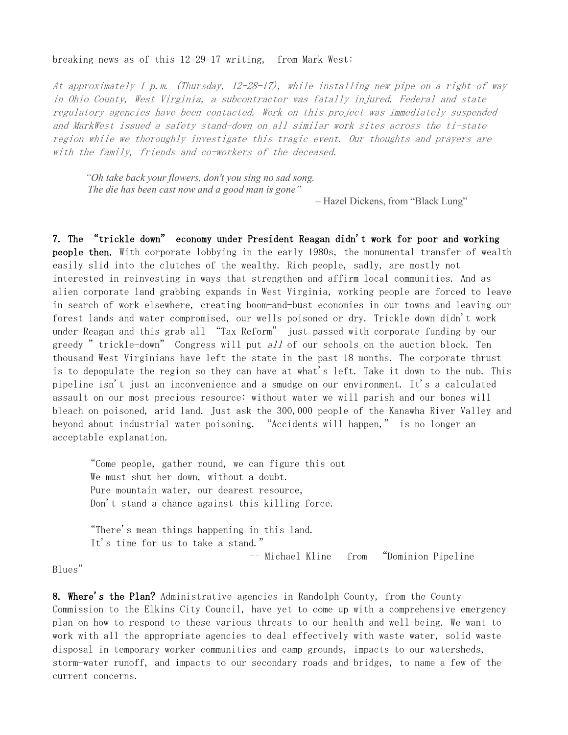breaking news as of this 12-29-17 writing, from Mark West:

*At approximately 1 p.m. (Thursday, 12-28-17), while installing new pipe on a right of way in Ohio County, West Virginia, a subcontractor was fatally injured. Federal and state regulatory agencies have been contacted. Work on this project was immediately suspended and MarkWest issued a safety stand-down on all similar work sites across the ti-state region while we thoroughly investigate this tragic event. Our thoughts and prayers are with the family, friends and co-workers of the deceased.*

> *"Oh take back your flowers, don't you sing no sad song.*
> *The die has been cast now and a good man is gone"*
>
> – Hazel Dickens, from "Black Lung"

**7. The "trickle down" economy under President Reagan didn't work for poor and working people then.** With corporate lobbying in the early 1980s, the monumental transfer of wealth easily slid into the clutches of the wealthy. Rich people, sadly, are mostly not interested in reinvesting in ways that strengthen and affirm local communities. And as alien corporate land grabbing expands in West Virginia, working people are forced to leave in search of work elsewhere, creating boom-and-bust economies in our towns and leaving our forest lands and water compromised, our wells poisoned or dry. Trickle down didn't work under Reagan and this grab-all "Tax Reform" just passed with corporate funding by our greedy " trickle-down" Congress will put *all* of our schools on the auction block. Ten thousand West Virginians have left the state in the past 18 months. The corporate thrust is to depopulate the region so they can have at what's left. Take it down to the nub. This pipeline isn't just an inconvenience and a smudge on our environment. It's a calculated assault on our most precious resource: without water we will parish and our bones will bleach on poisoned, arid land. Just ask the 300,000 people of the Kanawha River Valley and beyond about industrial water poisoning. "Accidents will happen," is no longer an acceptable explanation.

> "Come people, gather round, we can figure this out
> We must shut her down, without a doubt.
> Pure mountain water, our dearest resource,
> Don't stand a chance against this killing force.
>
> "There's mean things happening in this land.
> It's time for us to take a stand."
>
> -- Michael Kline from "Dominion Pipeline Blues"

**8. Where's the Plan?** Administrative agencies in Randolph County, from the County Commission to the Elkins City Council, have yet to come up with a comprehensive emergency plan on how to respond to these various threats to our health and well-being. We want to work with all the appropriate agencies to deal effectively with waste water, solid waste disposal in temporary worker communities and camp grounds, impacts to our watersheds, storm-water runoff, and impacts to our secondary roads and bridges, to name a few of the current concerns.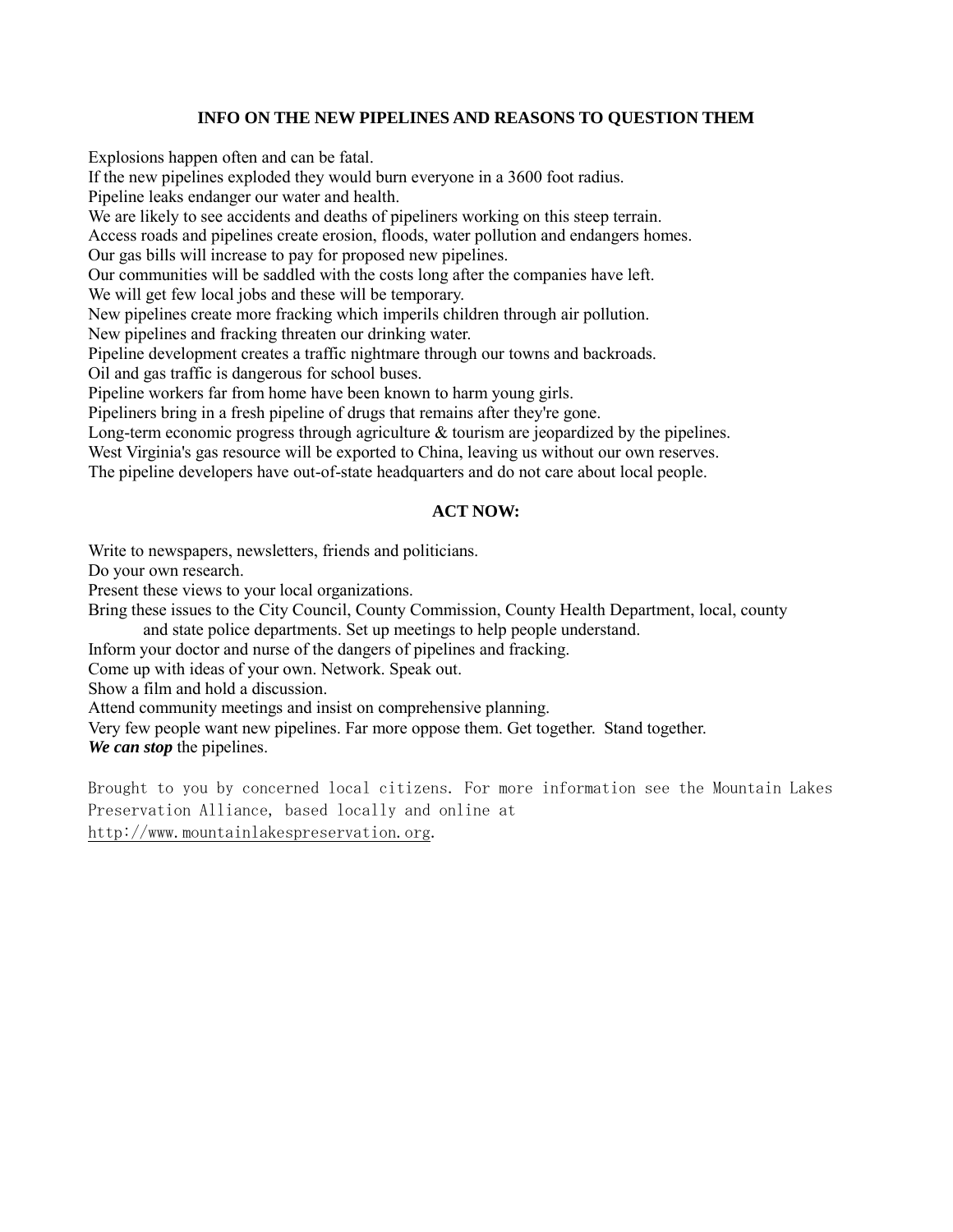## INFO ON THE NEW PIPELINES AND REASONS TO QUESTION THEM

Explosions happen often and can be fatal.
If the new pipelines exploded they would burn everyone in a 3600 foot radius.
Pipeline leaks endanger our water and health.
We are likely to see accidents and deaths of pipeliners working on this steep terrain.
Access roads and pipelines create erosion, floods, water pollution and endangers homes.
Our gas bills will increase to pay for proposed new pipelines.
Our communities will be saddled with the costs long after the companies have left.
We will get few local jobs and these will be temporary.
New pipelines create more fracking which imperils children through air pollution.
New pipelines and fracking threaten our drinking water.
Pipeline development creates a traffic nightmare through our towns and backroads.
Oil and gas traffic is dangerous for school buses.
Pipeline workers far from home have been known to harm young girls.
Pipeliners bring in a fresh pipeline of drugs that remains after they're gone.
Long-term economic progress through agriculture & tourism are jeopardized by the pipelines.
West Virginia's gas resource will be exported to China, leaving us without our own reserves.
The pipeline developers have out-of-state headquarters and do not care about local people.

## ACT NOW:

Write to newspapers, newsletters, friends and politicians.
Do your own research.
Present these views to your local organizations.
Bring these issues to the City Council, County Commission, County Health Department, local, county and state police departments. Set up meetings to help people understand.
Inform your doctor and nurse of the dangers of pipelines and fracking.
Come up with ideas of your own. Network. Speak out.
Show a film and hold a discussion.
Attend community meetings and insist on comprehensive planning.
Very few people want new pipelines. Far more oppose them. Get together. Stand together.
***We can stop*** the pipelines.

Brought to you by concerned local citizens. For more information see the Mountain Lakes Preservation Alliance, based locally and online at http://www.mountainlakespreservation.org.